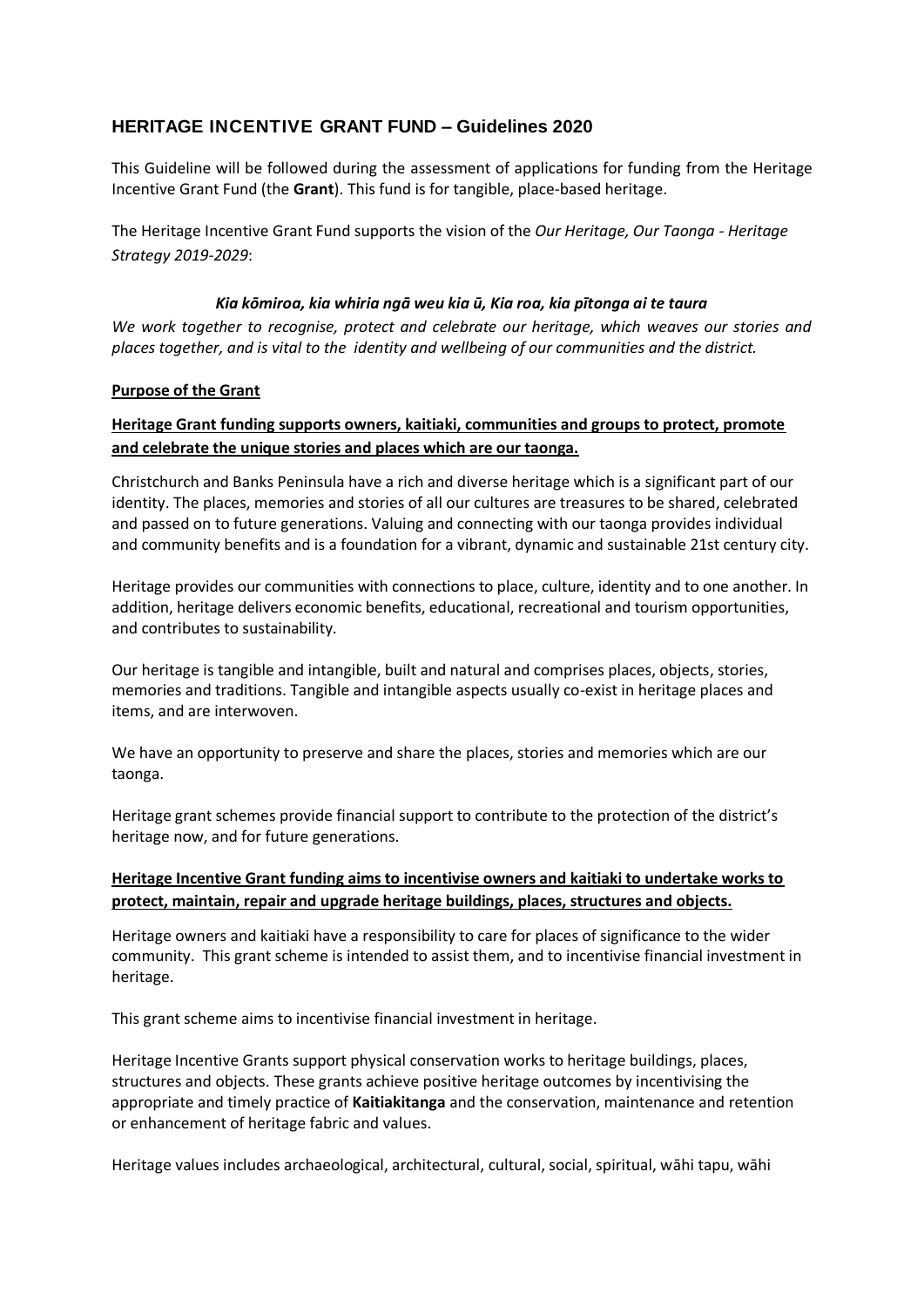## HERITAGE INCENTIVE GRANT FUND – Guidelines 2020

This Guideline will be followed during the assessment of applications for funding from the Heritage Incentive Grant Fund (the **Grant**). This fund is for tangible, place-based heritage.

The Heritage Incentive Grant Fund supports the vision of the *Our Heritage, Our Taonga - Heritage Strategy 2019-2029*:

***Kia kōmiroa, kia whiria ngā weu kia ū, Kia roa, kia pītonga ai te taura***

*We work together to recognise, protect and celebrate our heritage, which weaves our stories and places together, and is vital to the identity and wellbeing of our communities and the district.*

**Purpose of the Grant**

**Heritage Grant funding supports owners, kaitiaki, communities and groups to protect, promote and celebrate the unique stories and places which are our taonga.**

Christchurch and Banks Peninsula have a rich and diverse heritage which is a significant part of our identity. The places, memories and stories of all our cultures are treasures to be shared, celebrated and passed on to future generations. Valuing and connecting with our taonga provides individual and community benefits and is a foundation for a vibrant, dynamic and sustainable 21st century city.

Heritage provides our communities with connections to place, culture, identity and to one another. In addition, heritage delivers economic benefits, educational, recreational and tourism opportunities, and contributes to sustainability.

Our heritage is tangible and intangible, built and natural and comprises places, objects, stories, memories and traditions. Tangible and intangible aspects usually co-exist in heritage places and items, and are interwoven.

We have an opportunity to preserve and share the places, stories and memories which are our taonga.

Heritage grant schemes provide financial support to contribute to the protection of the district's heritage now, and for future generations.

**Heritage Incentive Grant funding aims to incentivise owners and kaitiaki to undertake works to protect, maintain, repair and upgrade heritage buildings, places, structures and objects.**

Heritage owners and kaitiaki have a responsibility to care for places of significance to the wider community. This grant scheme is intended to assist them, and to incentivise financial investment in heritage.

This grant scheme aims to incentivise financial investment in heritage.

Heritage Incentive Grants support physical conservation works to heritage buildings, places, structures and objects. These grants achieve positive heritage outcomes by incentivising the appropriate and timely practice of **Kaitiakitanga** and the conservation, maintenance and retention or enhancement of heritage fabric and values.

Heritage values includes archaeological, architectural, cultural, social, spiritual, wāhi tapu, wāhi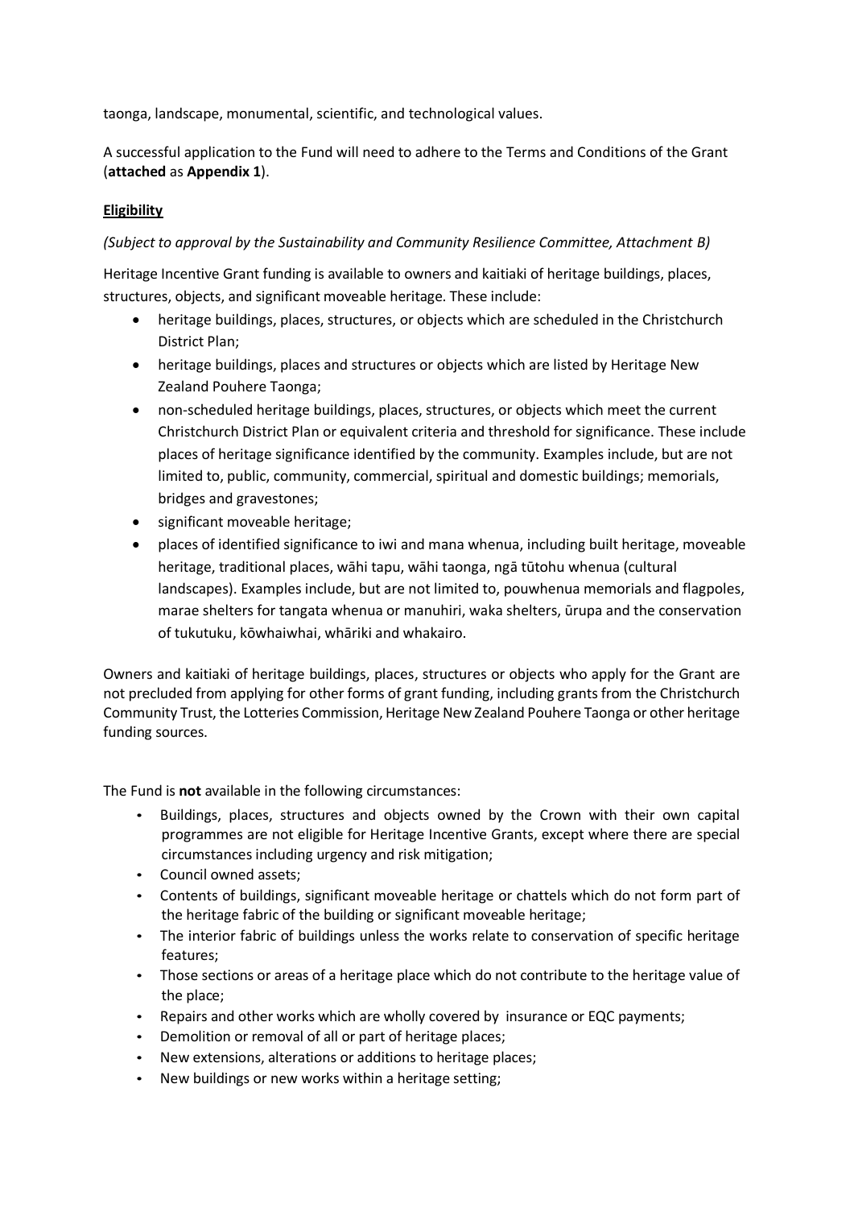taonga, landscape, monumental, scientific, and technological values.

A successful application to the Fund will need to adhere to the Terms and Conditions of the Grant (**attached** as **Appendix 1**).

**Eligibility**

*(Subject to approval by the Sustainability and Community Resilience Committee, Attachment B)*

Heritage Incentive Grant funding is available to owners and kaitiaki of heritage buildings, places, structures, objects, and significant moveable heritage. These include:

- heritage buildings, places, structures, or objects which are scheduled in the Christchurch District Plan;
- heritage buildings, places and structures or objects which are listed by Heritage New Zealand Pouhere Taonga;
- non-scheduled heritage buildings, places, structures, or objects which meet the current Christchurch District Plan or equivalent criteria and threshold for significance. These include places of heritage significance identified by the community. Examples include, but are not limited to, public, community, commercial, spiritual and domestic buildings; memorials, bridges and gravestones;
- significant moveable heritage;
- places of identified significance to iwi and mana whenua, including built heritage, moveable heritage, traditional places, wāhi tapu, wāhi taonga, ngā tūtohu whenua (cultural landscapes). Examples include, but are not limited to, pouwhenua memorials and flagpoles, marae shelters for tangata whenua or manuhiri, waka shelters, ūrupa and the conservation of tukutuku, kōwhaiwhai, whāriki and whakairo.

Owners and kaitiaki of heritage buildings, places, structures or objects who apply for the Grant are not precluded from applying for other forms of grant funding, including grants from the Christchurch Community Trust, the Lotteries Commission, Heritage New Zealand Pouhere Taonga or other heritage funding sources.

The Fund is **not** available in the following circumstances:

- Buildings, places, structures and objects owned by the Crown with their own capital programmes are not eligible for Heritage Incentive Grants, except where there are special circumstances including urgency and risk mitigation;
- Council owned assets;
- Contents of buildings, significant moveable heritage or chattels which do not form part of the heritage fabric of the building or significant moveable heritage;
- The interior fabric of buildings unless the works relate to conservation of specific heritage features;
- Those sections or areas of a heritage place which do not contribute to the heritage value of the place;
- Repairs and other works which are wholly covered by insurance or EQC payments;
- Demolition or removal of all or part of heritage places;
- New extensions, alterations or additions to heritage places;
- New buildings or new works within a heritage setting;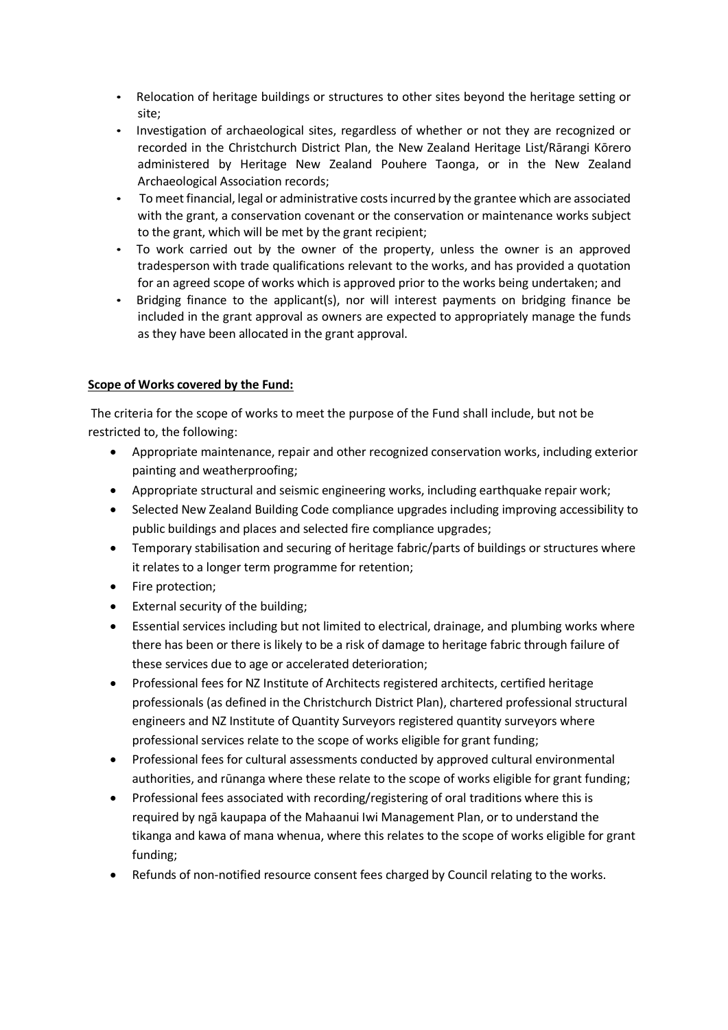- Relocation of heritage buildings or structures to other sites beyond the heritage setting or site;
- Investigation of archaeological sites, regardless of whether or not they are recognized or recorded in the Christchurch District Plan, the New Zealand Heritage List/Rārangi Kōrero administered by Heritage New Zealand Pouhere Taonga, or in the New Zealand Archaeological Association records;
- To meet financial, legal or administrative costs incurred by the grantee which are associated with the grant, a conservation covenant or the conservation or maintenance works subject to the grant, which will be met by the grant recipient;
- To work carried out by the owner of the property, unless the owner is an approved tradesperson with trade qualifications relevant to the works, and has provided a quotation for an agreed scope of works which is approved prior to the works being undertaken; and
- Bridging finance to the applicant(s), nor will interest payments on bridging finance be included in the grant approval as owners are expected to appropriately manage the funds as they have been allocated in the grant approval.

**Scope of Works covered by the Fund:**

The criteria for the scope of works to meet the purpose of the Fund shall include, but not be restricted to, the following:

- Appropriate maintenance, repair and other recognized conservation works, including exterior painting and weatherproofing;
- Appropriate structural and seismic engineering works, including earthquake repair work;
- Selected New Zealand Building Code compliance upgrades including improving accessibility to public buildings and places and selected fire compliance upgrades;
- Temporary stabilisation and securing of heritage fabric/parts of buildings or structures where it relates to a longer term programme for retention;
- Fire protection;
- External security of the building;
- Essential services including but not limited to electrical, drainage, and plumbing works where there has been or there is likely to be a risk of damage to heritage fabric through failure of these services due to age or accelerated deterioration;
- Professional fees for NZ Institute of Architects registered architects, certified heritage professionals (as defined in the Christchurch District Plan), chartered professional structural engineers and NZ Institute of Quantity Surveyors registered quantity surveyors where professional services relate to the scope of works eligible for grant funding;
- Professional fees for cultural assessments conducted by approved cultural environmental authorities, and rūnanga where these relate to the scope of works eligible for grant funding;
- Professional fees associated with recording/registering of oral traditions where this is required by ngā kaupapa of the Mahaanui Iwi Management Plan, or to understand the tikanga and kawa of mana whenua, where this relates to the scope of works eligible for grant funding;
- Refunds of non-notified resource consent fees charged by Council relating to the works.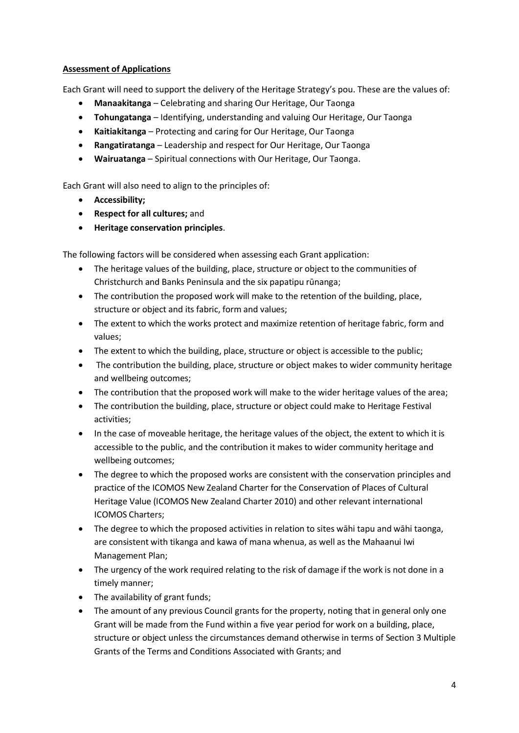**Assessment of Applications**

Each Grant will need to support the delivery of the Heritage Strategy's pou. These are the values of:

- **Manaakitanga** – Celebrating and sharing Our Heritage, Our Taonga
- **Tohungatanga** – Identifying, understanding and valuing Our Heritage, Our Taonga
- **Kaitiakitanga** – Protecting and caring for Our Heritage, Our Taonga
- **Rangatiratanga** – Leadership and respect for Our Heritage, Our Taonga
- **Wairuatanga** – Spiritual connections with Our Heritage, Our Taonga.

Each Grant will also need to align to the principles of:

- **Accessibility;**
- **Respect for all cultures;** and
- **Heritage conservation principles**.

The following factors will be considered when assessing each Grant application:

- The heritage values of the building, place, structure or object to the communities of Christchurch and Banks Peninsula and the six papatipu rūnanga;
- The contribution the proposed work will make to the retention of the building, place, structure or object and its fabric, form and values;
- The extent to which the works protect and maximize retention of heritage fabric, form and values;
- The extent to which the building, place, structure or object is accessible to the public;
- The contribution the building, place, structure or object makes to wider community heritage and wellbeing outcomes;
- The contribution that the proposed work will make to the wider heritage values of the area;
- The contribution the building, place, structure or object could make to Heritage Festival activities;
- In the case of moveable heritage, the heritage values of the object, the extent to which it is accessible to the public, and the contribution it makes to wider community heritage and wellbeing outcomes;
- The degree to which the proposed works are consistent with the conservation principles and practice of the ICOMOS New Zealand Charter for the Conservation of Places of Cultural Heritage Value (ICOMOS New Zealand Charter 2010) and other relevant international ICOMOS Charters;
- The degree to which the proposed activities in relation to sites wāhi tapu and wāhi taonga, are consistent with tikanga and kawa of mana whenua, as well as the Mahaanui Iwi Management Plan;
- The urgency of the work required relating to the risk of damage if the work is not done in a timely manner;
- The availability of grant funds;
- The amount of any previous Council grants for the property, noting that in general only one Grant will be made from the Fund within a five year period for work on a building, place, structure or object unless the circumstances demand otherwise in terms of Section 3 Multiple Grants of the Terms and Conditions Associated with Grants; and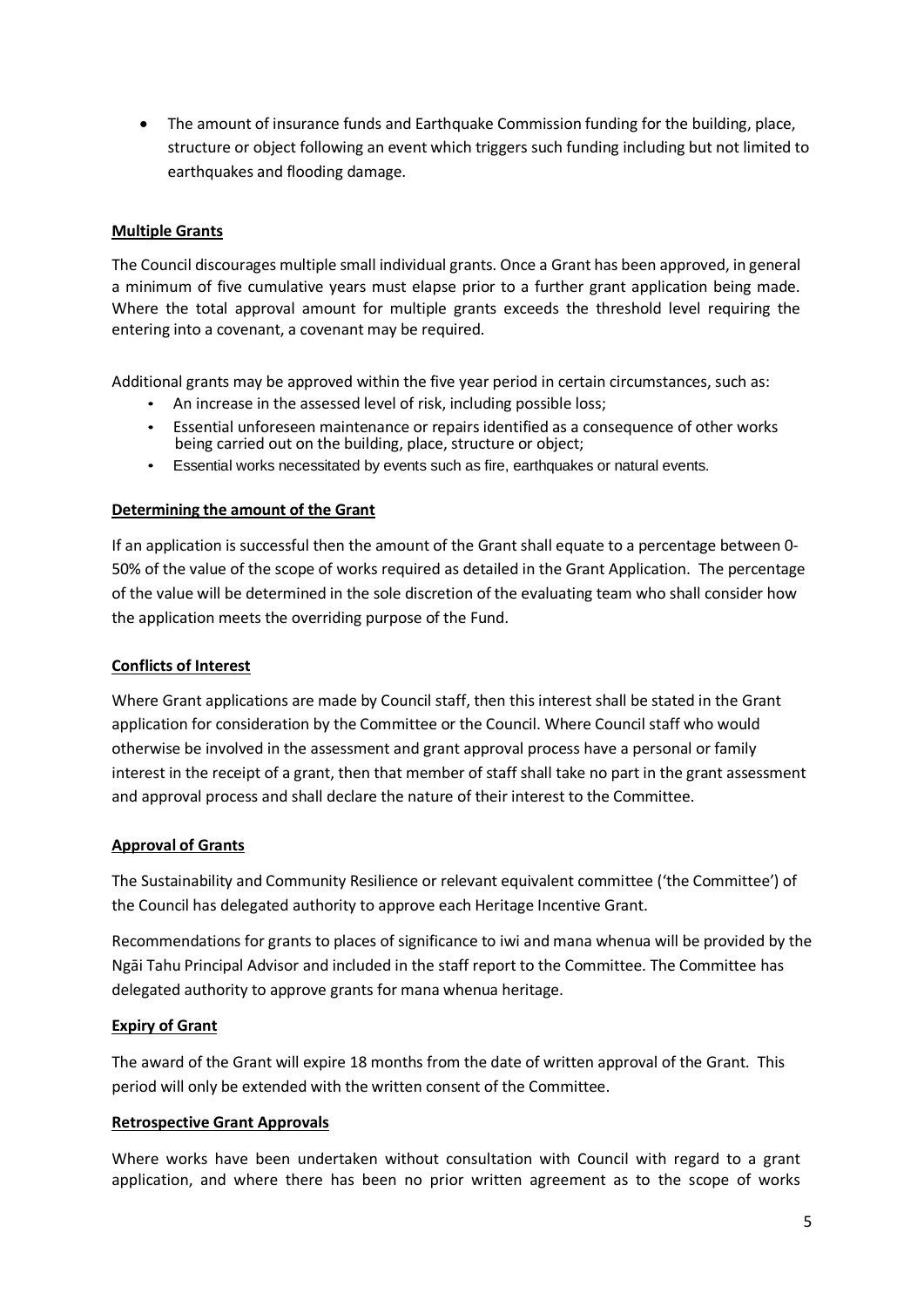- The amount of insurance funds and Earthquake Commission funding for the building, place, structure or object following an event which triggers such funding including but not limited to earthquakes and flooding damage.

**Multiple Grants**

The Council discourages multiple small individual grants. Once a Grant has been approved, in general a minimum of five cumulative years must elapse prior to a further grant application being made. Where the total approval amount for multiple grants exceeds the threshold level requiring the entering into a covenant, a covenant may be required.

Additional grants may be approved within the five year period in certain circumstances, such as:

- An increase in the assessed level of risk, including possible loss;
- Essential unforeseen maintenance or repairs identified as a consequence of other works being carried out on the building, place, structure or object;
- Essential works necessitated by events such as fire, earthquakes or natural events.

**Determining the amount of the Grant**

If an application is successful then the amount of the Grant shall equate to a percentage between 0-50% of the value of the scope of works required as detailed in the Grant Application. The percentage of the value will be determined in the sole discretion of the evaluating team who shall consider how the application meets the overriding purpose of the Fund.

**Conflicts of Interest**

Where Grant applications are made by Council staff, then this interest shall be stated in the Grant application for consideration by the Committee or the Council. Where Council staff who would otherwise be involved in the assessment and grant approval process have a personal or family interest in the receipt of a grant, then that member of staff shall take no part in the grant assessment and approval process and shall declare the nature of their interest to the Committee.

**Approval of Grants**

The Sustainability and Community Resilience or relevant equivalent committee ('the Committee') of the Council has delegated authority to approve each Heritage Incentive Grant.

Recommendations for grants to places of significance to iwi and mana whenua will be provided by the Ngāi Tahu Principal Advisor and included in the staff report to the Committee. The Committee has delegated authority to approve grants for mana whenua heritage.

**Expiry of Grant**

The award of the Grant will expire 18 months from the date of written approval of the Grant. This period will only be extended with the written consent of the Committee.

**Retrospective Grant Approvals**

Where works have been undertaken without consultation with Council with regard to a grant application, and where there has been no prior written agreement as to the scope of works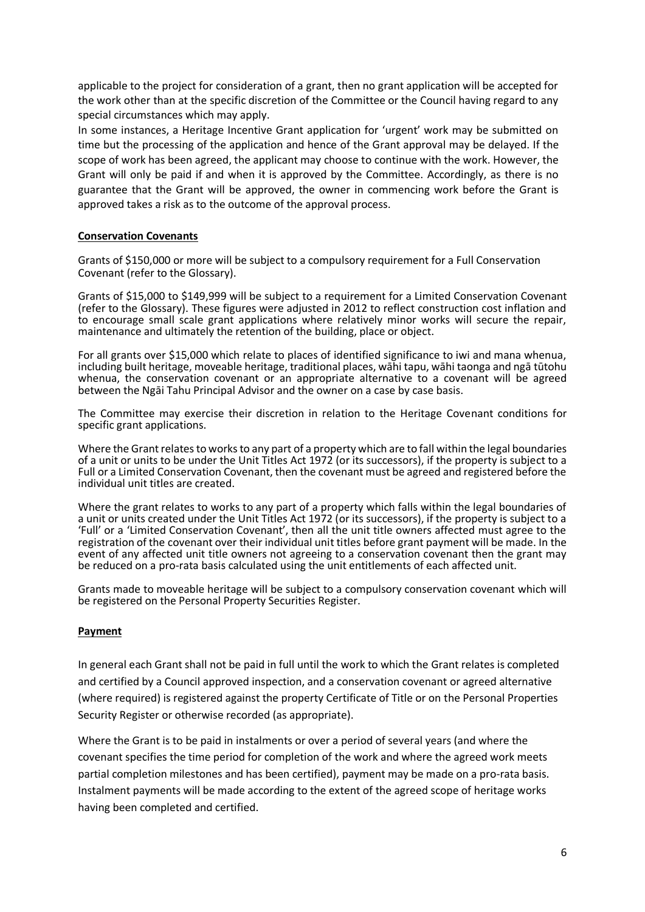applicable to the project for consideration of a grant, then no grant application will be accepted for the work other than at the specific discretion of the Committee or the Council having regard to any special circumstances which may apply.

In some instances, a Heritage Incentive Grant application for 'urgent' work may be submitted on time but the processing of the application and hence of the Grant approval may be delayed. If the scope of work has been agreed, the applicant may choose to continue with the work. However, the Grant will only be paid if and when it is approved by the Committee. Accordingly, as there is no guarantee that the Grant will be approved, the owner in commencing work before the Grant is approved takes a risk as to the outcome of the approval process.

## Conservation Covenants

Grants of $150,000 or more will be subject to a compulsory requirement for a Full Conservation Covenant (refer to the Glossary).

Grants of $15,000 to $149,999 will be subject to a requirement for a Limited Conservation Covenant (refer to the Glossary). These figures were adjusted in 2012 to reflect construction cost inflation and to encourage small scale grant applications where relatively minor works will secure the repair, maintenance and ultimately the retention of the building, place or object.

For all grants over $15,000 which relate to places of identified significance to iwi and mana whenua, including built heritage, moveable heritage, traditional places, wāhi tapu, wāhi taonga and ngā tūtohu whenua, the conservation covenant or an appropriate alternative to a covenant will be agreed between the Ngāi Tahu Principal Advisor and the owner on a case by case basis.

The Committee may exercise their discretion in relation to the Heritage Covenant conditions for specific grant applications.

Where the Grant relates to works to any part of a property which are to fall within the legal boundaries of a unit or units to be under the Unit Titles Act 1972 (or its successors), if the property is subject to a Full or a Limited Conservation Covenant, then the covenant must be agreed and registered before the individual unit titles are created.

Where the grant relates to works to any part of a property which falls within the legal boundaries of a unit or units created under the Unit Titles Act 1972 (or its successors), if the property is subject to a 'Full' or a 'Limited Conservation Covenant', then all the unit title owners affected must agree to the registration of the covenant over their individual unit titles before grant payment will be made. In the event of any affected unit title owners not agreeing to a conservation covenant then the grant may be reduced on a pro-rata basis calculated using the unit entitlements of each affected unit.

Grants made to moveable heritage will be subject to a compulsory conservation covenant which will be registered on the Personal Property Securities Register.

## Payment

In general each Grant shall not be paid in full until the work to which the Grant relates is completed and certified by a Council approved inspection, and a conservation covenant or agreed alternative (where required) is registered against the property Certificate of Title or on the Personal Properties Security Register or otherwise recorded (as appropriate).

Where the Grant is to be paid in instalments or over a period of several years (and where the covenant specifies the time period for completion of the work and where the agreed work meets partial completion milestones and has been certified), payment may be made on a pro-rata basis. Instalment payments will be made according to the extent of the agreed scope of heritage works having been completed and certified.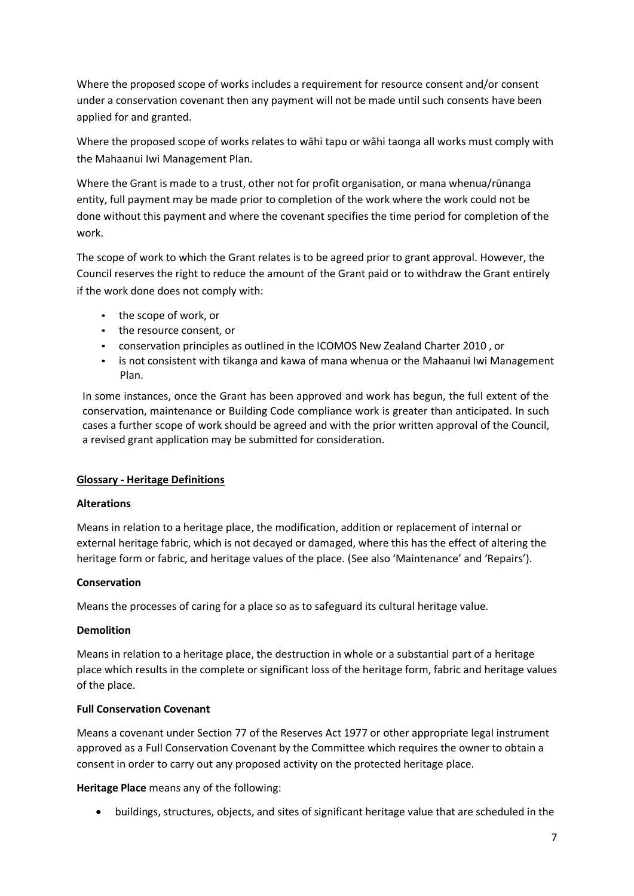Where the proposed scope of works includes a requirement for resource consent and/or consent under a conservation covenant then any payment will not be made until such consents have been applied for and granted.

Where the proposed scope of works relates to wāhi tapu or wāhi taonga all works must comply with the Mahaanui Iwi Management Plan.

Where the Grant is made to a trust, other not for profit organisation, or mana whenua/rūnanga entity, full payment may be made prior to completion of the work where the work could not be done without this payment and where the covenant specifies the time period for completion of the work.

The scope of work to which the Grant relates is to be agreed prior to grant approval. However, the Council reserves the right to reduce the amount of the Grant paid or to withdraw the Grant entirely if the work done does not comply with:

- the scope of work, or
- the resource consent, or
- conservation principles as outlined in the ICOMOS New Zealand Charter 2010 , or
- is not consistent with tikanga and kawa of mana whenua or the Mahaanui Iwi Management Plan.

In some instances, once the Grant has been approved and work has begun, the full extent of the conservation, maintenance or Building Code compliance work is greater than anticipated. In such cases a further scope of work should be agreed and with the prior written approval of the Council, a revised grant application may be submitted for consideration.

**Glossary - Heritage Definitions**

**Alterations**

Means in relation to a heritage place, the modification, addition or replacement of internal or external heritage fabric, which is not decayed or damaged, where this has the effect of altering the heritage form or fabric, and heritage values of the place. (See also 'Maintenance' and 'Repairs').

**Conservation**

Means the processes of caring for a place so as to safeguard its cultural heritage value.

**Demolition**

Means in relation to a heritage place, the destruction in whole or a substantial part of a heritage place which results in the complete or significant loss of the heritage form, fabric and heritage values of the place.

**Full Conservation Covenant**

Means a covenant under Section 77 of the Reserves Act 1977 or other appropriate legal instrument approved as a Full Conservation Covenant by the Committee which requires the owner to obtain a consent in order to carry out any proposed activity on the protected heritage place.

**Heritage Place** means any of the following:

- buildings, structures, objects, and sites of significant heritage value that are scheduled in the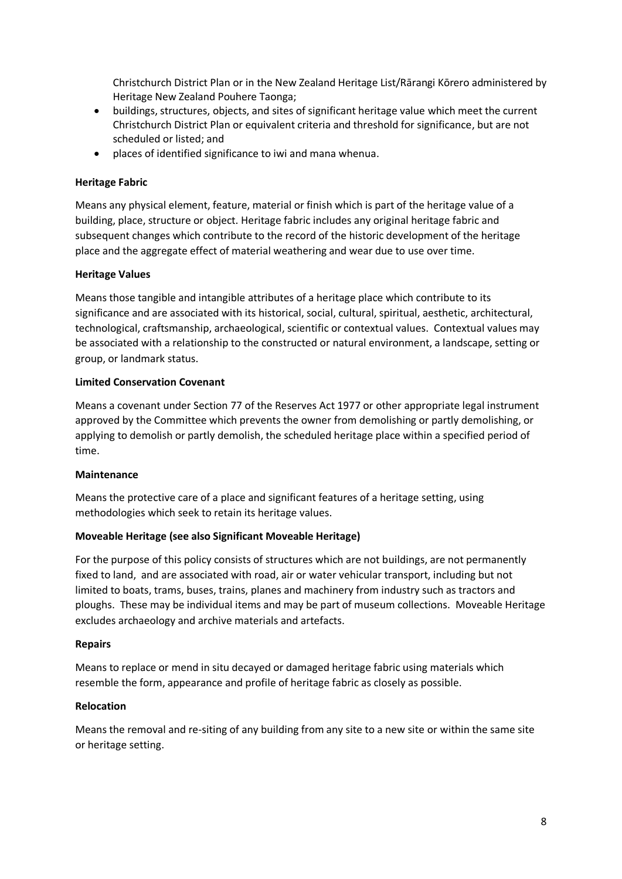Christchurch District Plan or in the New Zealand Heritage List/Rārangi Kōrero administered by Heritage New Zealand Pouhere Taonga;

- buildings, structures, objects, and sites of significant heritage value which meet the current Christchurch District Plan or equivalent criteria and threshold for significance, but are not scheduled or listed; and
- places of identified significance to iwi and mana whenua.

**Heritage Fabric**

Means any physical element, feature, material or finish which is part of the heritage value of a building, place, structure or object. Heritage fabric includes any original heritage fabric and subsequent changes which contribute to the record of the historic development of the heritage place and the aggregate effect of material weathering and wear due to use over time.

**Heritage Values**

Means those tangible and intangible attributes of a heritage place which contribute to its significance and are associated with its historical, social, cultural, spiritual, aesthetic, architectural, technological, craftsmanship, archaeological, scientific or contextual values. Contextual values may be associated with a relationship to the constructed or natural environment, a landscape, setting or group, or landmark status.

**Limited Conservation Covenant**

Means a covenant under Section 77 of the Reserves Act 1977 or other appropriate legal instrument approved by the Committee which prevents the owner from demolishing or partly demolishing, or applying to demolish or partly demolish, the scheduled heritage place within a specified period of time.

**Maintenance**

Means the protective care of a place and significant features of a heritage setting, using methodologies which seek to retain its heritage values.

**Moveable Heritage (see also Significant Moveable Heritage)**

For the purpose of this policy consists of structures which are not buildings, are not permanently fixed to land, and are associated with road, air or water vehicular transport, including but not limited to boats, trams, buses, trains, planes and machinery from industry such as tractors and ploughs. These may be individual items and may be part of museum collections. Moveable Heritage excludes archaeology and archive materials and artefacts.

**Repairs**

Means to replace or mend in situ decayed or damaged heritage fabric using materials which resemble the form, appearance and profile of heritage fabric as closely as possible.

**Relocation**

Means the removal and re-siting of any building from any site to a new site or within the same site or heritage setting.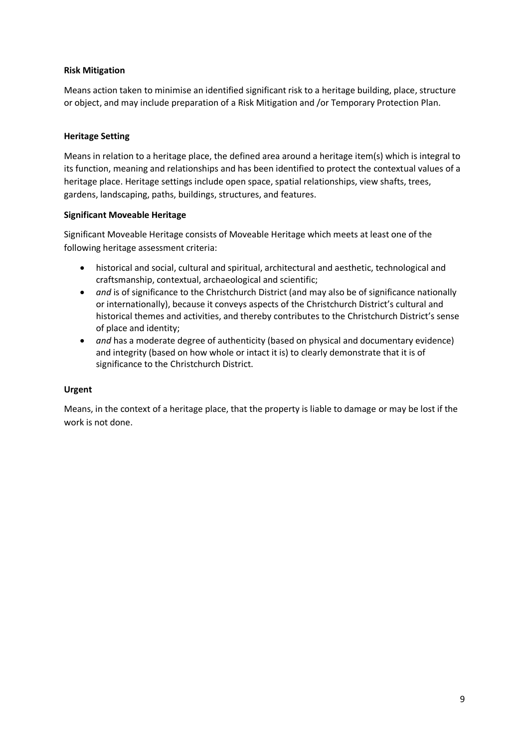**Risk Mitigation**

Means action taken to minimise an identified significant risk to a heritage building, place, structure or object, and may include preparation of a Risk Mitigation and /or Temporary Protection Plan.

**Heritage Setting**

Means in relation to a heritage place, the defined area around a heritage item(s) which is integral to its function, meaning and relationships and has been identified to protect the contextual values of a heritage place. Heritage settings include open space, spatial relationships, view shafts, trees, gardens, landscaping, paths, buildings, structures, and features.

**Significant Moveable Heritage**

Significant Moveable Heritage consists of Moveable Heritage which meets at least one of the following heritage assessment criteria:

- historical and social, cultural and spiritual, architectural and aesthetic, technological and craftsmanship, contextual, archaeological and scientific;
- *and* is of significance to the Christchurch District (and may also be of significance nationally or internationally), because it conveys aspects of the Christchurch District's cultural and historical themes and activities, and thereby contributes to the Christchurch District's sense of place and identity;
- *and* has a moderate degree of authenticity (based on physical and documentary evidence) and integrity (based on how whole or intact it is) to clearly demonstrate that it is of significance to the Christchurch District.

**Urgent**

Means, in the context of a heritage place, that the property is liable to damage or may be lost if the work is not done.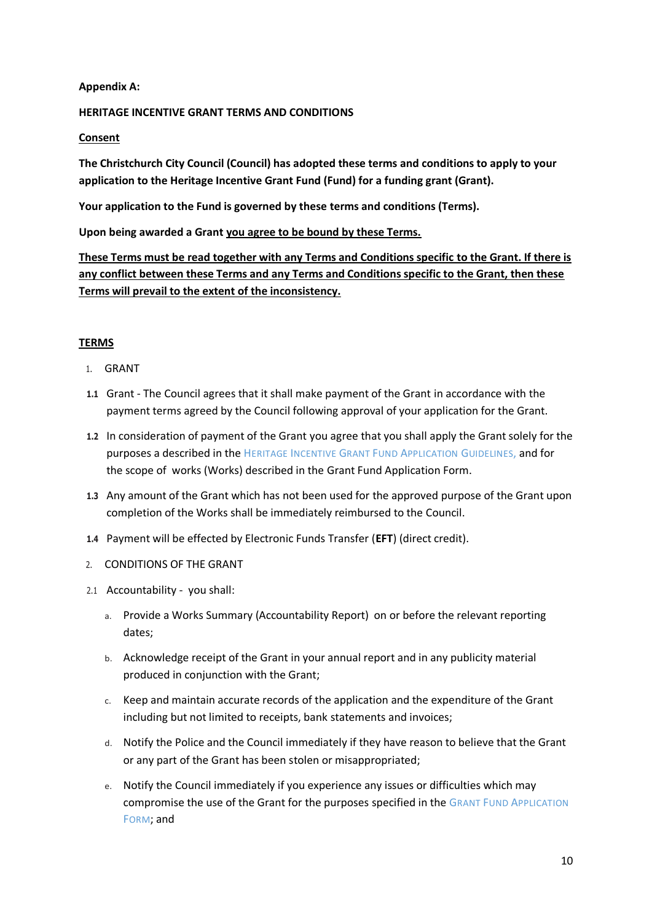**Appendix A:**

**HERITAGE INCENTIVE GRANT TERMS AND CONDITIONS**

**<u>Consent</u>**

**The Christchurch City Council (Council) has adopted these terms and conditions to apply to your application to the Heritage Incentive Grant Fund (Fund) for a funding grant (Grant).**

**Your application to the Fund is governed by these terms and conditions (Terms).**

**Upon being awarded a Grant <u>you agree to be bound by these Terms.</u>**

**<u>These Terms must be read together with any Terms and Conditions specific to the Grant. If there is any conflict between these Terms and any Terms and Conditions specific to the Grant, then these Terms will prevail to the extent of the inconsistency.</u>**

**<u>TERMS</u>**

1. GRANT

**1.1** Grant - The Council agrees that it shall make payment of the Grant in accordance with the payment terms agreed by the Council following approval of your application for the Grant.

**1.2** In consideration of payment of the Grant you agree that you shall apply the Grant solely for the purposes a described in the HERITAGE INCENTIVE GRANT FUND APPLICATION GUIDELINES, and for the scope of works (Works) described in the Grant Fund Application Form.

**1.3** Any amount of the Grant which has not been used for the approved purpose of the Grant upon completion of the Works shall be immediately reimbursed to the Council.

**1.4** Payment will be effected by Electronic Funds Transfer (**EFT**) (direct credit).

2. CONDITIONS OF THE GRANT

2.1 Accountability - you shall:

a. Provide a Works Summary (Accountability Report) on or before the relevant reporting dates;

b. Acknowledge receipt of the Grant in your annual report and in any publicity material produced in conjunction with the Grant;

c. Keep and maintain accurate records of the application and the expenditure of the Grant including but not limited to receipts, bank statements and invoices;

d. Notify the Police and the Council immediately if they have reason to believe that the Grant or any part of the Grant has been stolen or misappropriated;

e. Notify the Council immediately if you experience any issues or difficulties which may compromise the use of the Grant for the purposes specified in the GRANT FUND APPLICATION FORM; and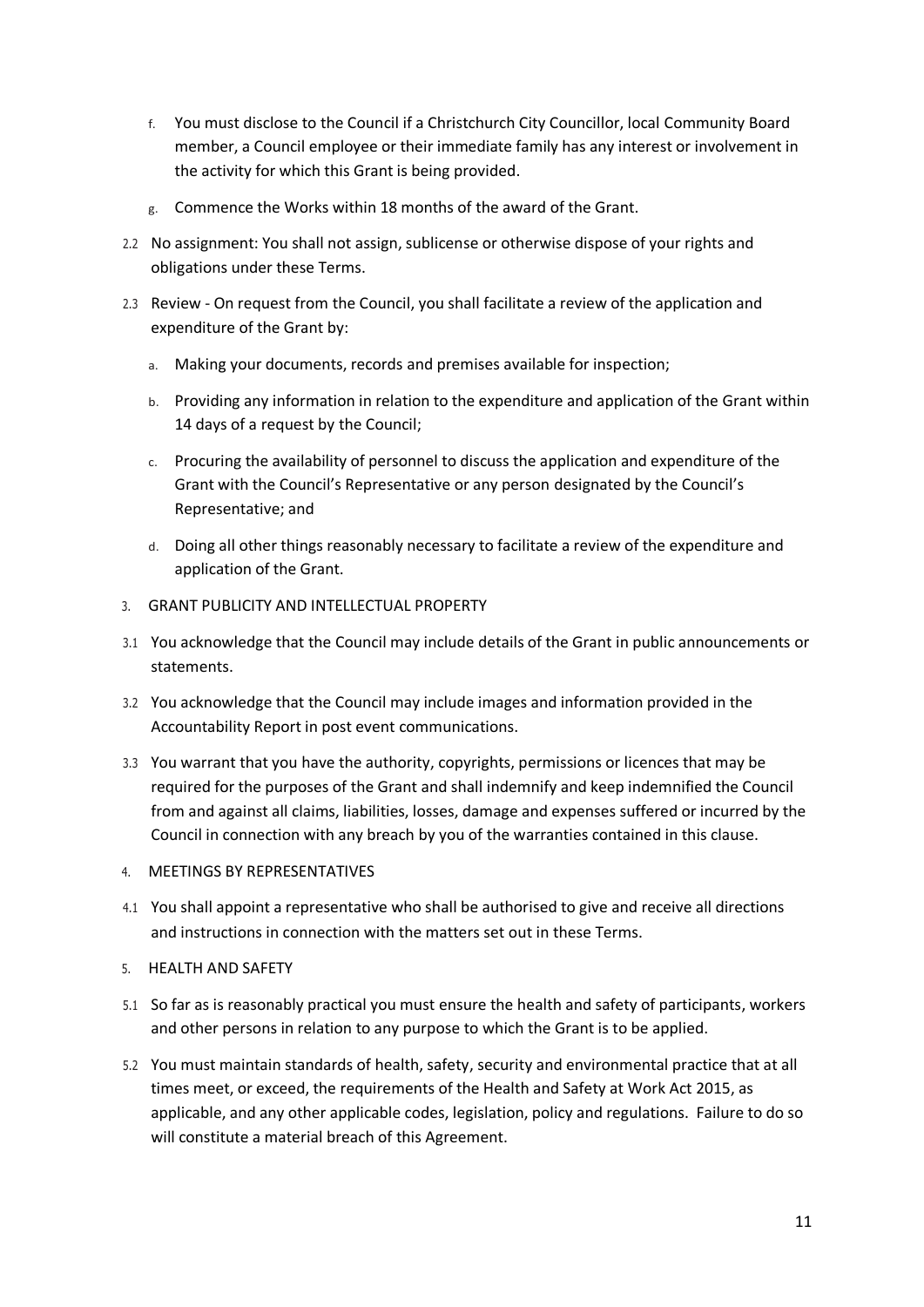f. You must disclose to the Council if a Christchurch City Councillor, local Community Board member, a Council employee or their immediate family has any interest or involvement in the activity for which this Grant is being provided.

g. Commence the Works within 18 months of the award of the Grant.

2.2 No assignment: You shall not assign, sublicense or otherwise dispose of your rights and obligations under these Terms.

2.3 Review - On request from the Council, you shall facilitate a review of the application and expenditure of the Grant by:

a. Making your documents, records and premises available for inspection;

b. Providing any information in relation to the expenditure and application of the Grant within 14 days of a request by the Council;

c. Procuring the availability of personnel to discuss the application and expenditure of the Grant with the Council's Representative or any person designated by the Council's Representative; and

d. Doing all other things reasonably necessary to facilitate a review of the expenditure and application of the Grant.

3. GRANT PUBLICITY AND INTELLECTUAL PROPERTY

3.1 You acknowledge that the Council may include details of the Grant in public announcements or statements.

3.2 You acknowledge that the Council may include images and information provided in the Accountability Report in post event communications.

3.3 You warrant that you have the authority, copyrights, permissions or licences that may be required for the purposes of the Grant and shall indemnify and keep indemnified the Council from and against all claims, liabilities, losses, damage and expenses suffered or incurred by the Council in connection with any breach by you of the warranties contained in this clause.

4. MEETINGS BY REPRESENTATIVES

4.1 You shall appoint a representative who shall be authorised to give and receive all directions and instructions in connection with the matters set out in these Terms.

5. HEALTH AND SAFETY

5.1 So far as is reasonably practical you must ensure the health and safety of participants, workers and other persons in relation to any purpose to which the Grant is to be applied.

5.2 You must maintain standards of health, safety, security and environmental practice that at all times meet, or exceed, the requirements of the Health and Safety at Work Act 2015, as applicable, and any other applicable codes, legislation, policy and regulations. Failure to do so will constitute a material breach of this Agreement.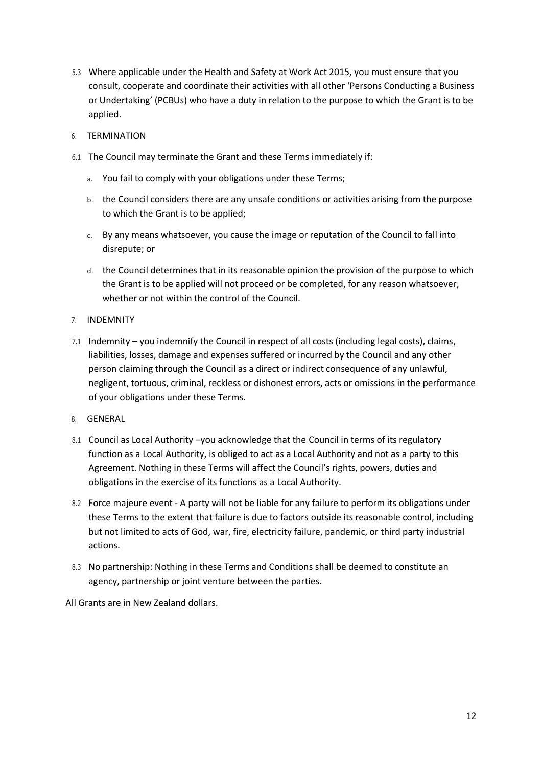5.3 Where applicable under the Health and Safety at Work Act 2015, you must ensure that you consult, cooperate and coordinate their activities with all other 'Persons Conducting a Business or Undertaking' (PCBUs) who have a duty in relation to the purpose to which the Grant is to be applied.

6. TERMINATION

6.1 The Council may terminate the Grant and these Terms immediately if:

a. You fail to comply with your obligations under these Terms;

b. the Council considers there are any unsafe conditions or activities arising from the purpose to which the Grant is to be applied;

c. By any means whatsoever, you cause the image or reputation of the Council to fall into disrepute; or

d. the Council determines that in its reasonable opinion the provision of the purpose to which the Grant is to be applied will not proceed or be completed, for any reason whatsoever, whether or not within the control of the Council.

7. INDEMNITY

7.1 Indemnity – you indemnify the Council in respect of all costs (including legal costs), claims, liabilities, losses, damage and expenses suffered or incurred by the Council and any other person claiming through the Council as a direct or indirect consequence of any unlawful, negligent, tortuous, criminal, reckless or dishonest errors, acts or omissions in the performance of your obligations under these Terms.

8. GENERAL

8.1 Council as Local Authority –you acknowledge that the Council in terms of its regulatory function as a Local Authority, is obliged to act as a Local Authority and not as a party to this Agreement. Nothing in these Terms will affect the Council's rights, powers, duties and obligations in the exercise of its functions as a Local Authority.

8.2 Force majeure event - A party will not be liable for any failure to perform its obligations under these Terms to the extent that failure is due to factors outside its reasonable control, including but not limited to acts of God, war, fire, electricity failure, pandemic, or third party industrial actions.

8.3 No partnership: Nothing in these Terms and Conditions shall be deemed to constitute an agency, partnership or joint venture between the parties.

All Grants are in New Zealand dollars.